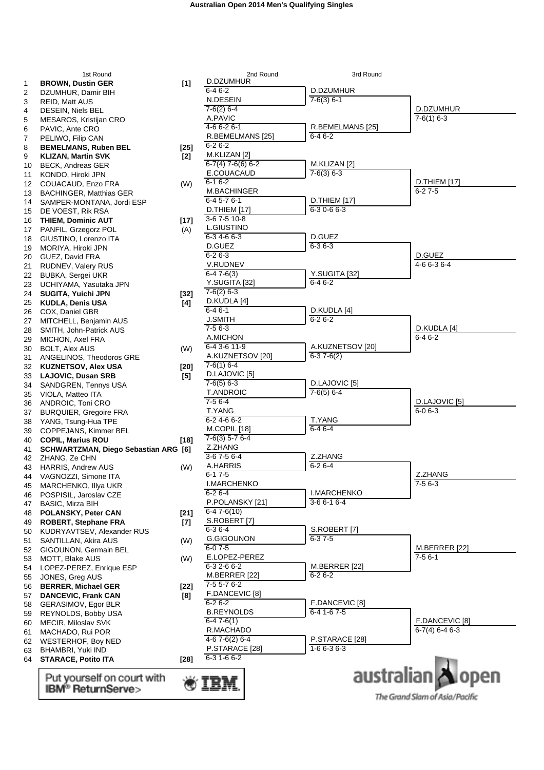# Australian Open 2014 Men's Qualifying Singles

## 1st Round

| # | Player | Seed |
|---|---|---|
| 1 | **BROWN, Dustin GER** | [1] |
| 2 | DZUMHUR, Damir BIH | |
| 3 | REID, Matt AUS | |
| 4 | DESEIN, Niels BEL | |
| 5 | MESAROS, Kristijan CRO | |
| 6 | PAVIC, Ante CRO | |
| 7 | PELIWO, Filip CAN | |
| 8 | **BEMELMANS, Ruben BEL** | [25] |
| 9 | **KLIZAN, Martin SVK** | [2] |
| 10 | BECK, Andreas GER | |
| 11 | KONDO, Hiroki JPN | |
| 12 | COUACAUD, Enzo FRA | (W) |
| 13 | BACHINGER, Matthias GER | |
| 14 | SAMPER-MONTANA, Jordi ESP | |
| 15 | DE VOEST, Rik RSA | |
| 16 | **THIEM, Dominic AUT** | [17] |
| 17 | PANFIL, Grzegorz POL | (A) |
| 18 | GIUSTINO, Lorenzo ITA | |
| 19 | MORIYA, Hiroki JPN | |
| 20 | GUEZ, David FRA | |
| 21 | RUDNEV, Valery RUS | |
| 22 | BUBKA, Sergei UKR | |
| 23 | UCHIYAMA, Yasutaka JPN | |
| 24 | **SUGITA, Yuichi JPN** | [32] |
| 25 | **KUDLA, Denis USA** | [4] |
| 26 | COX, Daniel GBR | |
| 27 | MITCHELL, Benjamin AUS | |
| 28 | SMITH, John-Patrick AUS | |
| 29 | MICHON, Axel FRA | |
| 30 | BOLT, Alex AUS | (W) |
| 31 | ANGELINOS, Theodoros GRE | |
| 32 | **KUZNETSOV, Alex USA** | [20] |
| 33 | **LAJOVIC, Dusan SRB** | [5] |
| 34 | SANDGREN, Tennys USA | |
| 35 | VIOLA, Matteo ITA | |
| 36 | ANDROIC, Toni CRO | |
| 37 | BURQUIER, Gregoire FRA | |
| 38 | YANG, Tsung-Hua TPE | |
| 39 | COPPEJANS, Kimmer BEL | |
| 40 | **COPIL, Marius ROU** | [18] |
| 41 | **SCHWARTZMAN, Diego Sebastian ARG** | [6] |
| 42 | ZHANG, Ze CHN | |
| 43 | HARRIS, Andrew AUS | (W) |
| 44 | VAGNOZZI, Simone ITA | |
| 45 | MARCHENKO, Illya UKR | |
| 46 | POSPISIL, Jaroslav CZE | |
| 47 | BASIC, Mirza BIH | |
| 48 | **POLANSKY, Peter CAN** | [21] |
| 49 | **ROBERT, Stephane FRA** | [7] |
| 50 | KUDRYAVTSEV, Alexander RUS | |
| 51 | SANTILLAN, Akira AUS | (W) |
| 52 | GIGOUNON, Germain BEL | |
| 53 | MOTT, Blake AUS | (W) |
| 54 | LOPEZ-PEREZ, Enrique ESP | |
| 55 | JONES, Greg AUS | |
| 56 | **BERRER, Michael GER** | [22] |
| 57 | **DANCEVIC, Frank CAN** | [8] |
| 58 | GERASIMOV, Egor BLR | |
| 59 | REYNOLDS, Bobby USA | |
| 60 | MECIR, Miloslav SVK | |
| 61 | MACHADO, Rui POR | |
| 62 | WESTERHOF, Boy NED | |
| 63 | BHAMBRI, Yuki IND | |
| 64 | **STARACE, Potito ITA** | [28] |

## 2nd Round

| Winner | Score |
|---|---|
| D.DZUMHUR | 6-4 6-2 |
| N.DESEIN | 7-6(2) 6-4 |
| A.PAVIC | 4-6 6-2 6-1 |
| R.BEMELMANS [25] | 6-2 6-2 |
| M.KLIZAN [2] | 6-7(4) 7-6(6) 6-2 |
| E.COUACAUD | 6-1 6-2 |
| M.BACHINGER | 6-4 5-7 6-1 |
| D.THIEM [17] | 3-6 7-5 10-8 |
| L.GIUSTINO | 6-3 4-6 6-3 |
| D.GUEZ | 6-2 6-3 |
| V.RUDNEV | 6-4 7-6(3) |
| Y.SUGITA [32] | 7-6(2) 6-3 |
| D.KUDLA [4] | 6-4 6-1 |
| J.SMITH | 7-5 6-3 |
| A.MICHON | 6-4 3-6 11-9 |
| A.KUZNETSOV [20] | 7-6(1) 6-4 |
| D.LAJOVIC [5] | 7-6(5) 6-3 |
| T.ANDROIC | 7-5 6-4 |
| T.YANG | 6-2 4-6 6-2 |
| M.COPIL [18] | 7-6(3) 5-7 6-4 |
| Z.ZHANG | 3-6 7-5 6-4 |
| A.HARRIS | 6-1 7-5 |
| I.MARCHENKO | 6-2 6-4 |
| P.POLANSKY [21] | 6-4 7-6(10) |
| S.ROBERT [7] | 6-3 6-4 |
| G.GIGOUNON | 6-0 7-5 |
| E.LOPEZ-PEREZ | 6-3 2-6 6-2 |
| M.BERRER [22] | 7-5 5-7 6-2 |
| F.DANCEVIC [8] | 6-2 6-2 |
| B.REYNOLDS | 6-4 7-6(1) |
| R.MACHADO | 4-6 7-6(2) 6-4 |
| P.STARACE [28] | 6-3 1-6 6-2 |

## 3rd Round

| Winner | Score |
|---|---|
| D.DZUMHUR | 7-6(3) 6-1 |
| R.BEMELMANS [25] | 6-4 6-2 |
| M.KLIZAN [2] | 7-6(3) 6-3 |
| D.THIEM [17] | 6-3 0-6 6-3 |
| D.GUEZ | 6-3 6-3 |
| Y.SUGITA [32] | 6-4 6-2 |
| D.KUDLA [4] | 6-2 6-2 |
| A.KUZNETSOV [20] | 6-3 7-6(2) |
| D.LAJOVIC [5] | 7-6(5) 6-4 |
| T.YANG | 6-4 6-4 |
| Z.ZHANG | 6-2 6-4 |
| I.MARCHENKO | 3-6 6-1 6-4 |
| S.ROBERT [7] | 6-3 7-5 |
| M.BERRER [22] | 6-2 6-2 |
| F.DANCEVIC [8] | 6-4 1-6 7-5 |
| P.STARACE [28] | 1-6 6-3 6-3 |

## Qualifiers

| Winner | Score |
|---|---|
| D.DZUMHUR | 7-6(1) 6-3 |
| D.THIEM [17] | 6-2 7-5 |
| D.GUEZ | 4-6 6-3 6-4 |
| D.KUDLA [4] | 6-4 6-2 |
| D.LAJOVIC [5] | 6-0 6-3 |
| Z.ZHANG | 7-5 6-3 |
| M.BERRER [22] | 7-5 6-1 |
| F.DANCEVIC [8] | 6-7(4) 6-4 6-3 |

Put yourself on court with IBM® ReturnServe>

IBM

australian open

The Grand Slam of Asia/Pacific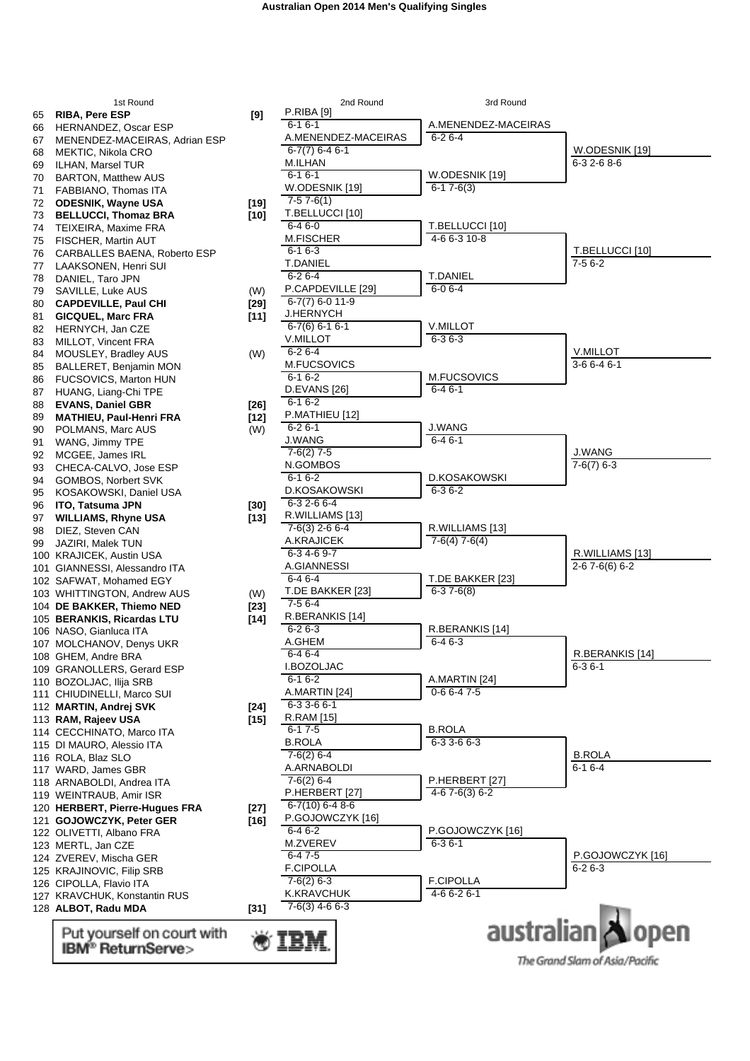# Australian Open 2014 Men's Qualifying Singles

| # | 1st Round | Seed | 2nd Round | 3rd Round | Qualifiers |
|---|---|---|---|---|---|
| 65 | **RIBA, Pere ESP** | [9] | P.RIBA [9] 6-1 6-1 | A.MENENDEZ-MACEIRAS 6-2 6-4 | W.ODESNIK [19] 6-3 2-6 8-6 |
| 66 | HERNANDEZ, Oscar ESP | | | | |
| 67 | MENENDEZ-MACEIRAS, Adrian ESP | | A.MENENDEZ-MACEIRAS 6-7(7) 6-4 6-1 | | |
| 68 | MEKTIC, Nikola CRO | | | | |
| 69 | ILHAN, Marsel TUR | | M.ILHAN 6-1 6-1 | W.ODESNIK [19] 6-1 7-6(3) | |
| 70 | BARTON, Matthew AUS | | | | |
| 71 | FABBIANO, Thomas ITA | | W.ODESNIK [19] 7-5 7-6(1) | | |
| 72 | **ODESNIK, Wayne USA** | [19] | | | |
| 73 | **BELLUCCI, Thomaz BRA** | [10] | T.BELLUCCI [10] 6-4 6-0 | T.BELLUCCI [10] 4-6 6-3 10-8 | T.BELLUCCI [10] 7-5 6-2 |
| 74 | TEIXEIRA, Maxime FRA | | | | |
| 75 | FISCHER, Martin AUT | | M.FISCHER 6-1 6-3 | | |
| 76 | CARBALLES BAENA, Roberto ESP | | | | |
| 77 | LAAKSONEN, Henri SUI | | T.DANIEL 6-2 6-4 | T.DANIEL 6-0 6-4 | |
| 78 | DANIEL, Taro JPN | | | | |
| 79 | SAVILLE, Luke AUS | (W) | P.CAPDEVILLE [29] 6-7(7) 6-0 11-9 | | |
| 80 | **CAPDEVILLE, Paul CHI** | [29] | | | |
| 81 | **GICQUEL, Marc FRA** | [11] | J.HERNYCH 6-7(6) 6-1 6-1 | V.MILLOT 6-3 6-3 | V.MILLOT 3-6 6-4 6-1 |
| 82 | HERNYCH, Jan CZE | | | | |
| 83 | MILLOT, Vincent FRA | | V.MILLOT 6-2 6-4 | | |
| 84 | MOUSLEY, Bradley AUS | (W) | | | |
| 85 | BALLERET, Benjamin MON | | M.FUCSOVICS 6-1 6-2 | M.FUCSOVICS 6-4 6-1 | |
| 86 | FUCSOVICS, Marton HUN | | | | |
| 87 | HUANG, Liang-Chi TPE | | D.EVANS [26] 6-1 6-2 | | |
| 88 | **EVANS, Daniel GBR** | [26] | | | |
| 89 | **MATHIEU, Paul-Henri FRA** | [12] | P.MATHIEU [12] 6-2 6-1 | J.WANG 6-4 6-1 | J.WANG 7-6(7) 6-3 |
| 90 | POLMANS, Marc AUS | (W) | | | |
| 91 | WANG, Jimmy TPE | | J.WANG 7-6(2) 7-5 | | |
| 92 | MCGEE, James IRL | | | | |
| 93 | CHECA-CALVO, Jose ESP | | N.GOMBOS 6-1 6-2 | D.KOSAKOWSKI 6-3 6-2 | |
| 94 | GOMBOS, Norbert SVK | | | | |
| 95 | KOSAKOWSKI, Daniel USA | | D.KOSAKOWSKI 6-3 2-6 6-4 | | |
| 96 | **ITO, Tatsuma JPN** | [30] | | | |
| 97 | **WILLIAMS, Rhyne USA** | [13] | R.WILLIAMS [13] 7-6(3) 2-6 6-4 | R.WILLIAMS [13] 7-6(4) 7-6(4) | R.WILLIAMS [13] 2-6 7-6(6) 6-2 |
| 98 | DIEZ, Steven CAN | | | | |
| 99 | JAZIRI, Malek TUN | | A.KRAJICEK 6-3 4-6 9-7 | | |
| 100 | KRAJICEK, Austin USA | | | | |
| 101 | GIANNESSI, Alessandro ITA | | A.GIANNESSI 6-4 6-4 | T.DE BAKKER [23] 6-3 7-6(8) | |
| 102 | SAFWAT, Mohamed EGY | | | | |
| 103 | WHITTINGTON, Andrew AUS | (W) | T.DE BAKKER [23] 7-5 6-4 | | |
| 104 | **DE BAKKER, Thiemo NED** | [23] | | | |
| 105 | **BERANKIS, Ricardas LTU** | [14] | R.BERANKIS [14] 6-2 6-3 | R.BERANKIS [14] 6-4 6-3 | R.BERANKIS [14] 6-3 6-1 |
| 106 | NASO, Gianluca ITA | | | | |
| 107 | MOLCHANOV, Denys UKR | | A.GHEM 6-4 6-4 | | |
| 108 | GHEM, Andre BRA | | | | |
| 109 | GRANOLLERS, Gerard ESP | | I.BOZOLJAC 6-1 6-2 | A.MARTIN [24] 0-6 6-4 7-5 | |
| 110 | BOZOLJAC, Ilija SRB | | | | |
| 111 | CHIUDINELLI, Marco SUI | | A.MARTIN [24] 6-3 3-6 6-1 | | |
| 112 | **MARTIN, Andrej SVK** | [24] | | | |
| 113 | **RAM, Rajeev USA** | [15] | R.RAM [15] 6-1 7-5 | B.ROLA 6-3 3-6 6-3 | B.ROLA 6-1 6-4 |
| 114 | CECCHINATO, Marco ITA | | | | |
| 115 | DI MAURO, Alessio ITA | | B.ROLA 7-6(2) 6-4 | | |
| 116 | ROLA, Blaz SLO | | | | |
| 117 | WARD, James GBR | | A.ARNABOLDI 7-6(2) 6-4 | P.HERBERT [27] 4-6 7-6(3) 6-2 | |
| 118 | ARNABOLDI, Andrea ITA | | | | |
| 119 | WEINTRAUB, Amir ISR | | P.HERBERT [27] 6-7(10) 6-4 8-6 | | |
| 120 | **HERBERT, Pierre-Hugues FRA** | [27] | | | |
| 121 | **GOJOWCZYK, Peter GER** | [16] | P.GOJOWCZYK [16] 6-4 6-2 | P.GOJOWCZYK [16] 6-3 6-1 | P.GOJOWCZYK [16] 6-2 6-3 |
| 122 | OLIVETTI, Albano FRA | | | | |
| 123 | MERTL, Jan CZE | | M.ZVEREV 6-4 7-5 | | |
| 124 | ZVEREV, Mischa GER | | | | |
| 125 | KRAJINOVIC, Filip SRB | | F.CIPOLLA 7-6(2) 6-3 | F.CIPOLLA 4-6 6-2 6-1 | |
| 126 | CIPOLLA, Flavio ITA | | | | |
| 127 | KRAVCHUK, Konstantin RUS | | K.KRAVCHUK 7-6(3) 4-6 6-3 | | |
| 128 | **ALBOT, Radu MDA** | [31] | | | |

Put yourself on court with IBM® ReturnServe>

IBM

australian open

The Grand Slam of Asia/Pacific